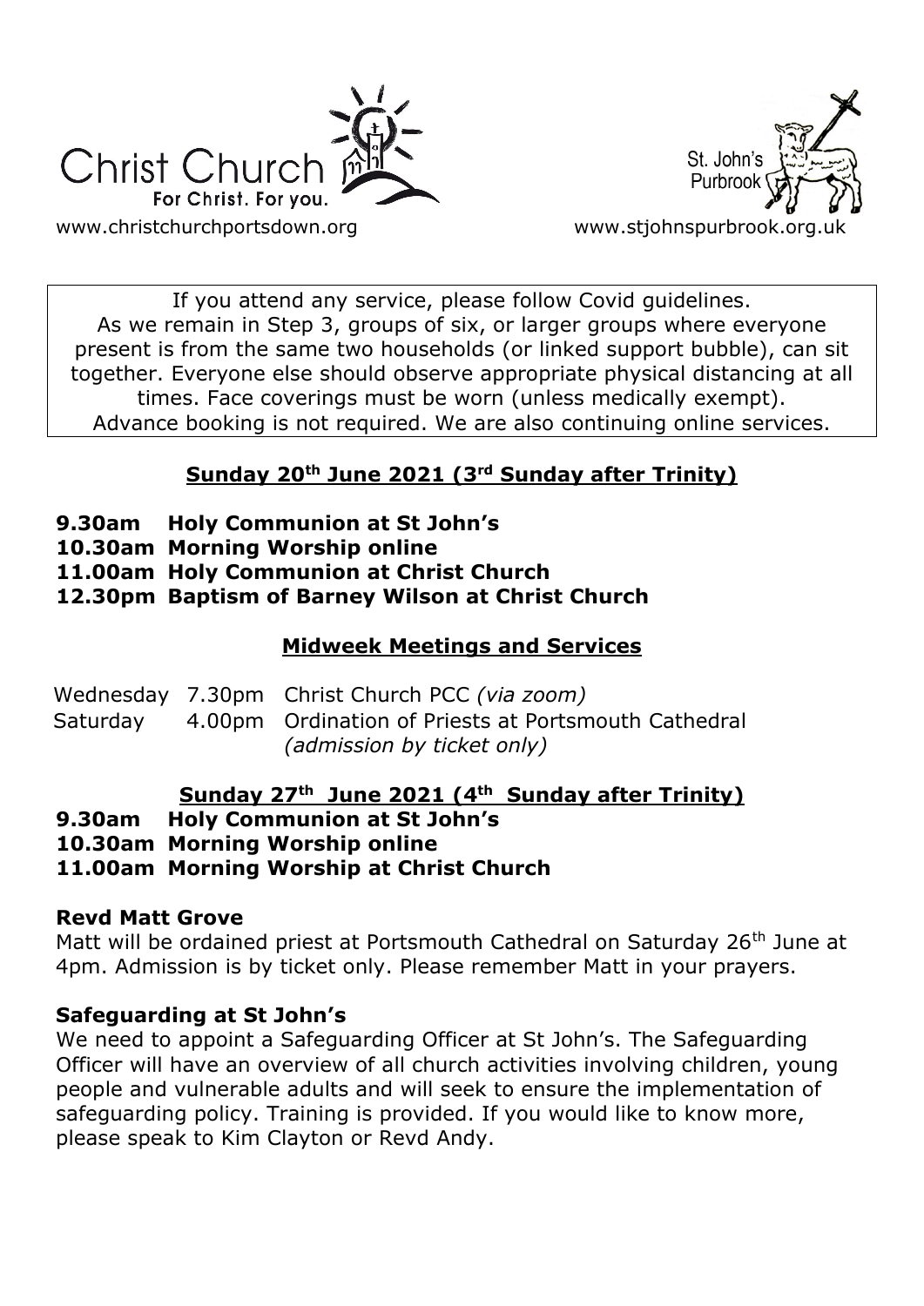Christ Church
For Christ. For you.
www.christchurchportsdown.org

St. John's Purbrook
www.stjohnspurbrook.org.uk

If you attend any service, please follow Covid guidelines. As we remain in Step 3, groups of six, or larger groups where everyone present is from the same two households (or linked support bubble), can sit together. Everyone else should observe appropriate physical distancing at all times. Face coverings must be worn (unless medically exempt). Advance booking is not required. We are also continuing online services.

## Sunday 20th June 2021 (3rd Sunday after Trinity)

**9.30am Holy Communion at St John's**
**10.30am Morning Worship online**
**11.00am Holy Communion at Christ Church**
**12.30pm Baptism of Barney Wilson at Christ Church**

## Midweek Meetings and Services

Wednesday 7.30pm Christ Church PCC *(via zoom)*
Saturday 4.00pm Ordination of Priests at Portsmouth Cathedral *(admission by ticket only)*

## Sunday 27th June 2021 (4th Sunday after Trinity)

**9.30am Holy Communion at St John's**
**10.30am Morning Worship online**
**11.00am Morning Worship at Christ Church**

### Revd Matt Grove

Matt will be ordained priest at Portsmouth Cathedral on Saturday 26th June at 4pm. Admission is by ticket only. Please remember Matt in your prayers.

### Safeguarding at St John's

We need to appoint a Safeguarding Officer at St John's. The Safeguarding Officer will have an overview of all church activities involving children, young people and vulnerable adults and will seek to ensure the implementation of safeguarding policy. Training is provided. If you would like to know more, please speak to Kim Clayton or Revd Andy.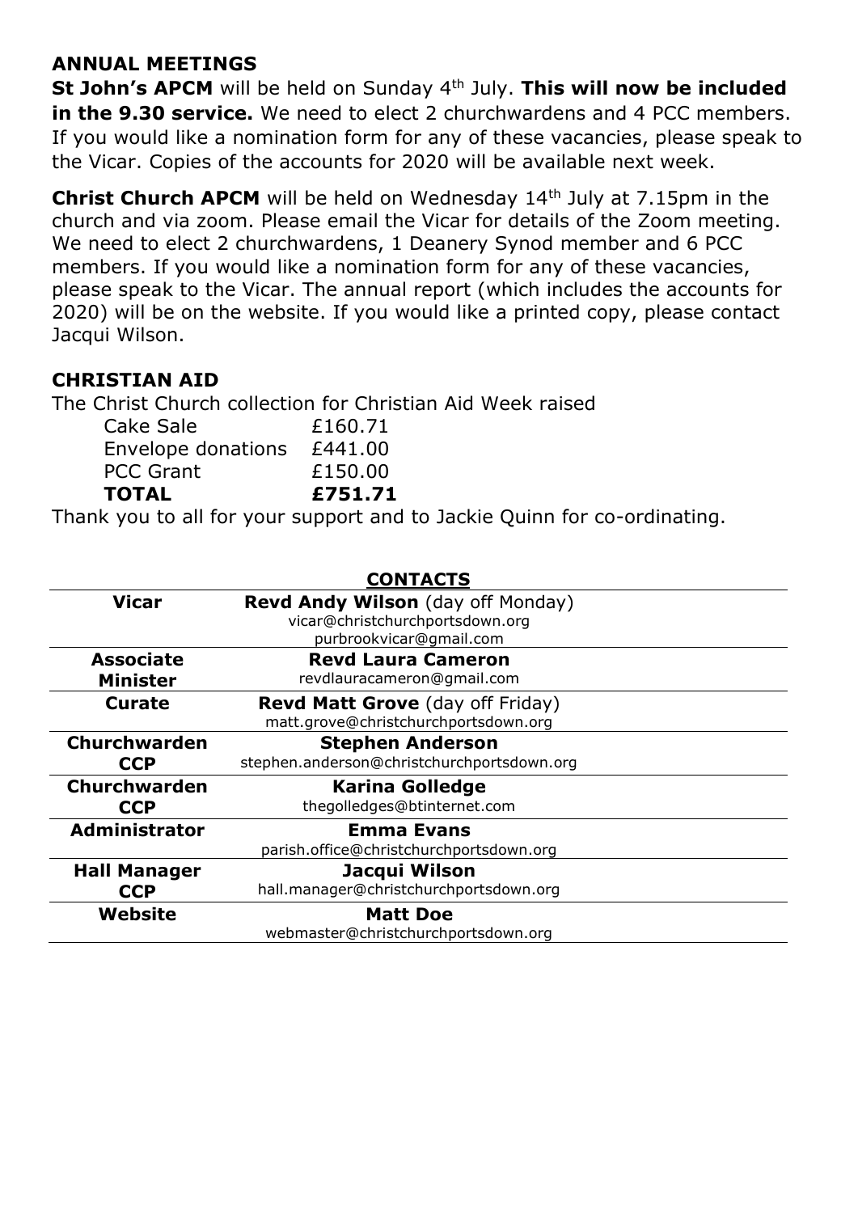## ANNUAL MEETINGS

**St John's APCM** will be held on Sunday 4th July. **This will now be included in the 9.30 service.** We need to elect 2 churchwardens and 4 PCC members. If you would like a nomination form for any of these vacancies, please speak to the Vicar. Copies of the accounts for 2020 will be available next week.

**Christ Church APCM** will be held on Wednesday 14th July at 7.15pm in the church and via zoom. Please email the Vicar for details of the Zoom meeting. We need to elect 2 churchwardens, 1 Deanery Synod member and 6 PCC members. If you would like a nomination form for any of these vacancies, please speak to the Vicar. The annual report (which includes the accounts for 2020) will be on the website. If you would like a printed copy, please contact Jacqui Wilson.

## CHRISTIAN AID

The Christ Church collection for Christian Aid Week raised

| | |
|---|---|
| Cake Sale | £160.71 |
| Envelope donations | £441.00 |
| PCC Grant | £150.00 |
| **TOTAL** | **£751.71** |

Thank you to all for your support and to Jackie Quinn for co-ordinating.

## CONTACTS

| | |
|---|---|
| **Vicar** | **Revd Andy Wilson** (day off Monday)<br>vicar@christchurchportsdown.org<br>purbrookvicar@gmail.com |
| **Associate Minister** | **Revd Laura Cameron**<br>revdlauracameron@gmail.com |
| **Curate** | **Revd Matt Grove** (day off Friday)<br>matt.grove@christchurchportsdown.org |
| **Churchwarden CCP** | **Stephen Anderson**<br>stephen.anderson@christchurchportsdown.org |
| **Churchwarden CCP** | **Karina Golledge**<br>thegolledges@btinternet.com |
| **Administrator** | **Emma Evans**<br>parish.office@christchurchportsdown.org |
| **Hall Manager CCP** | **Jacqui Wilson**<br>hall.manager@christchurchportsdown.org |
| **Website** | **Matt Doe**<br>webmaster@christchurchportsdown.org |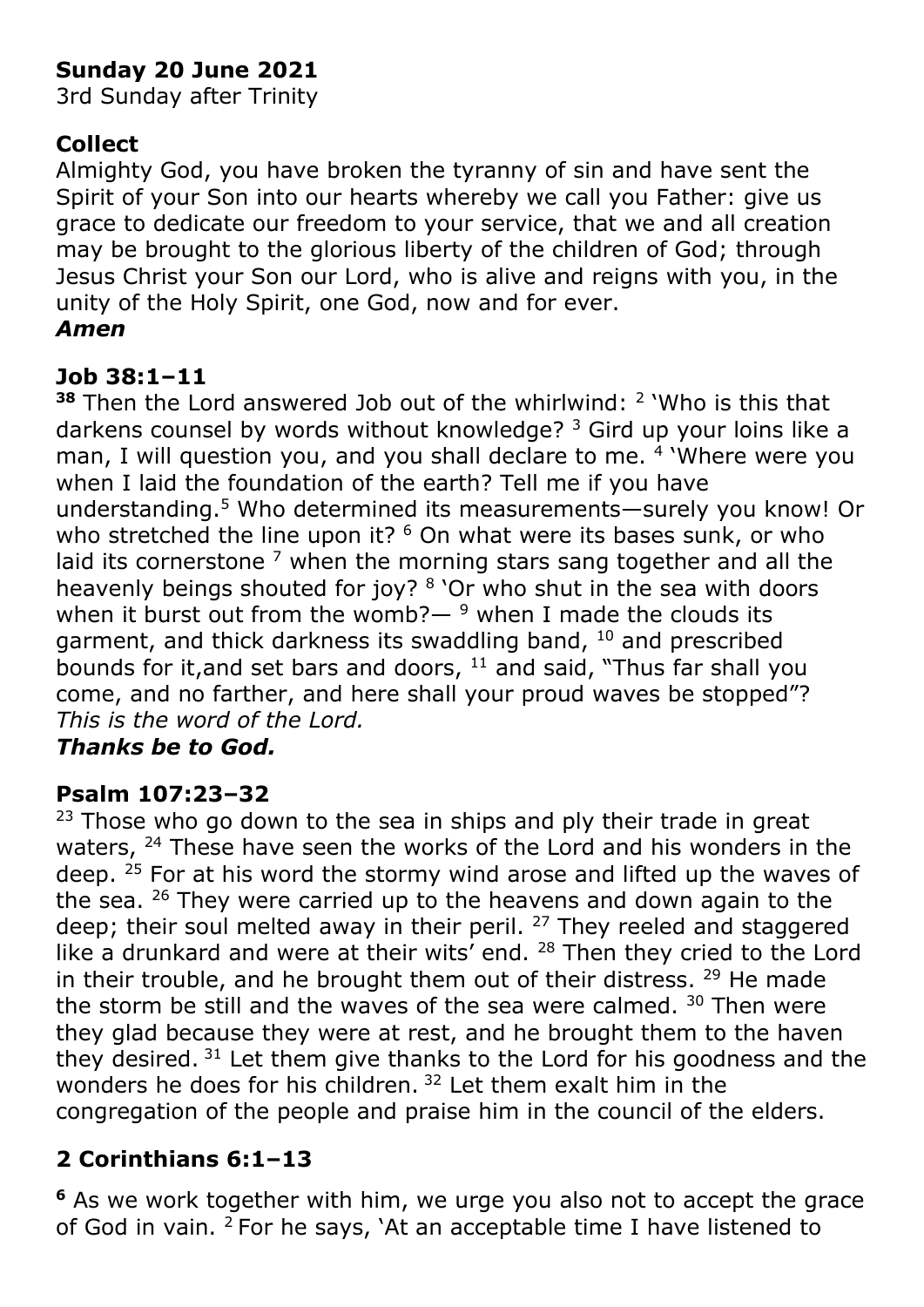**Sunday 20 June 2021**
3rd Sunday after Trinity

**Collect**
Almighty God, you have broken the tyranny of sin and have sent the Spirit of your Son into our hearts whereby we call you Father: give us grace to dedicate our freedom to your service, that we and all creation may be brought to the glorious liberty of the children of God; through Jesus Christ your Son our Lord, who is alive and reigns with you, in the unity of the Holy Spirit, one God, now and for ever.
***Amen***

**Job 38:1–11**
**38** Then the Lord answered Job out of the whirlwind: 2 'Who is this that darkens counsel by words without knowledge? 3 Gird up your loins like a man, I will question you, and you shall declare to me. 4 'Where were you when I laid the foundation of the earth? Tell me if you have understanding.5 Who determined its measurements—surely you know! Or who stretched the line upon it? 6 On what were its bases sunk, or who laid its cornerstone 7 when the morning stars sang together and all the heavenly beings shouted for joy? 8 'Or who shut in the sea with doors when it burst out from the womb?— 9 when I made the clouds its garment, and thick darkness its swaddling band, 10 and prescribed bounds for it,and set bars and doors, 11 and said, "Thus far shall you come, and no farther, and here shall your proud waves be stopped"?
*This is the word of the Lord.*
***Thanks be to God.***

**Psalm 107:23–32**
23 Those who go down to the sea in ships and ply their trade in great waters, 24 These have seen the works of the Lord and his wonders in the deep. 25 For at his word the stormy wind arose and lifted up the waves of the sea. 26 They were carried up to the heavens and down again to the deep; their soul melted away in their peril. 27 They reeled and staggered like a drunkard and were at their wits' end. 28 Then they cried to the Lord in their trouble, and he brought them out of their distress. 29 He made the storm be still and the waves of the sea were calmed. 30 Then were they glad because they were at rest, and he brought them to the haven they desired. 31 Let them give thanks to the Lord for his goodness and the wonders he does for his children. 32 Let them exalt him in the congregation of the people and praise him in the council of the elders.

**2 Corinthians 6:1–13**

**6** As we work together with him, we urge you also not to accept the grace of God in vain. 2 For he says, 'At an acceptable time I have listened to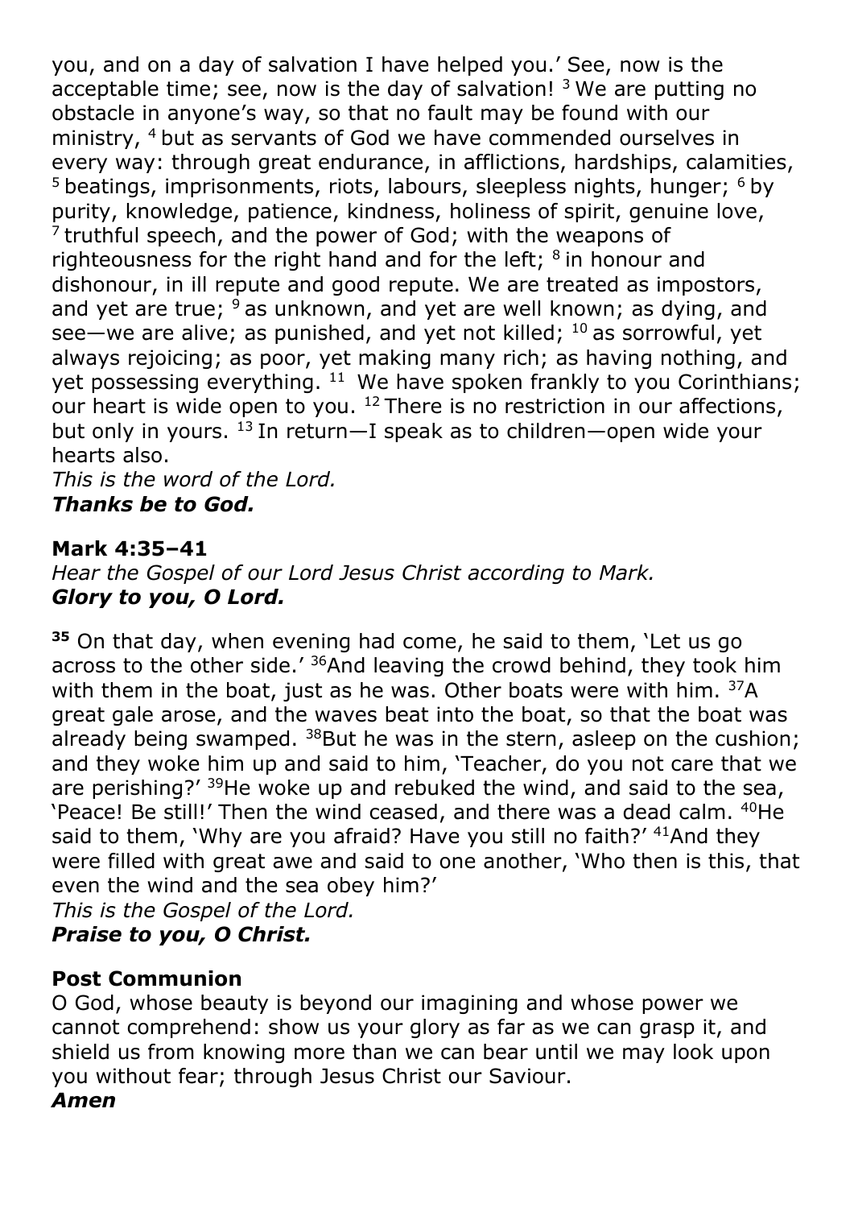you, and on a day of salvation I have helped you.' See, now is the acceptable time; see, now is the day of salvation! [3] We are putting no obstacle in anyone's way, so that no fault may be found with our ministry, [4] but as servants of God we have commended ourselves in every way: through great endurance, in afflictions, hardships, calamities, [5] beatings, imprisonments, riots, labours, sleepless nights, hunger; [6] by purity, knowledge, patience, kindness, holiness of spirit, genuine love, [7] truthful speech, and the power of God; with the weapons of righteousness for the right hand and for the left; [8] in honour and dishonour, in ill repute and good repute. We are treated as impostors, and yet are true; [9] as unknown, and yet are well known; as dying, and see—we are alive; as punished, and yet not killed; [10] as sorrowful, yet always rejoicing; as poor, yet making many rich; as having nothing, and yet possessing everything. [11] We have spoken frankly to you Corinthians; our heart is wide open to you. [12] There is no restriction in our affections, but only in yours. [13] In return—I speak as to children—open wide your hearts also.
*This is the word of the Lord.*
***Thanks be to God.***

**Mark 4:35–41**
*Hear the Gospel of our Lord Jesus Christ according to Mark.*
***Glory to you, O Lord.***

**35** On that day, when evening had come, he said to them, 'Let us go across to the other side.' [36]And leaving the crowd behind, they took him with them in the boat, just as he was. Other boats were with him. [37]A great gale arose, and the waves beat into the boat, so that the boat was already being swamped. [38]But he was in the stern, asleep on the cushion; and they woke him up and said to him, 'Teacher, do you not care that we are perishing?' [39]He woke up and rebuked the wind, and said to the sea, 'Peace! Be still!' Then the wind ceased, and there was a dead calm. [40]He said to them, 'Why are you afraid? Have you still no faith?' [41]And they were filled with great awe and said to one another, 'Who then is this, that even the wind and the sea obey him?'
*This is the Gospel of the Lord.*
***Praise to you, O Christ.***

**Post Communion**
O God, whose beauty is beyond our imagining and whose power we cannot comprehend: show us your glory as far as we can grasp it, and shield us from knowing more than we can bear until we may look upon you without fear; through Jesus Christ our Saviour.
***Amen***